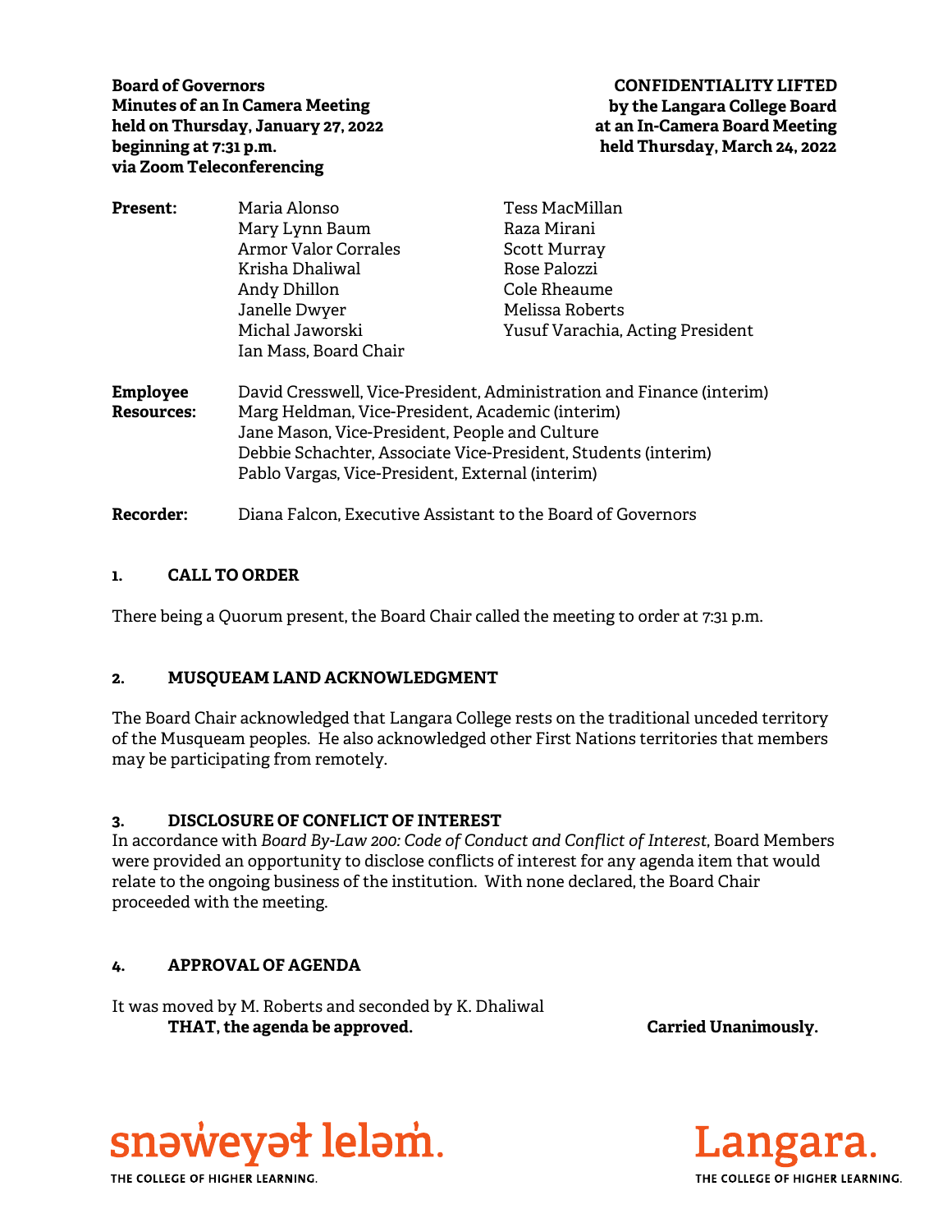**Board of Governors**
**Minutes of an In Camera Meeting**
**held on Thursday, January 27, 2022**
**beginning at 7:31 p.m.**
**via Zoom Teleconferencing**

**CONFIDENTIALITY LIFTED**
**by the Langara College Board**
**at an In-Camera Board Meeting**
**held Thursday, March 24, 2022**

**Present:**
Maria Alonso
Mary Lynn Baum
Armor Valor Corrales
Krisha Dhaliwal
Andy Dhillon
Janelle Dwyer
Michal Jaworski
Ian Mass, Board Chair
Tess MacMillan
Raza Mirani
Scott Murray
Rose Palozzi
Cole Rheaume
Melissa Roberts
Yusuf Varachia, Acting President

**Employee Resources:**
David Cresswell, Vice-President, Administration and Finance (interim)
Marg Heldman, Vice-President, Academic (interim)
Jane Mason, Vice-President, People and Culture
Debbie Schachter, Associate Vice-President, Students (interim)
Pablo Vargas, Vice-President, External (interim)

**Recorder:** Diana Falcon, Executive Assistant to the Board of Governors

## 1. CALL TO ORDER

There being a Quorum present, the Board Chair called the meeting to order at 7:31 p.m.

## 2. MUSQUEAM LAND ACKNOWLEDGMENT

The Board Chair acknowledged that Langara College rests on the traditional unceded territory of the Musqueam peoples. He also acknowledged other First Nations territories that members may be participating from remotely.

## 3. DISCLOSURE OF CONFLICT OF INTEREST

In accordance with *Board By-Law 200: Code of Conduct and Conflict of Interest*, Board Members were provided an opportunity to disclose conflicts of interest for any agenda item that would relate to the ongoing business of the institution. With none declared, the Board Chair proceeded with the meeting.

## 4. APPROVAL OF AGENDA

It was moved by M. Roberts and seconded by K. Dhaliwal

**THAT, the agenda be approved.** **Carried Unanimously.**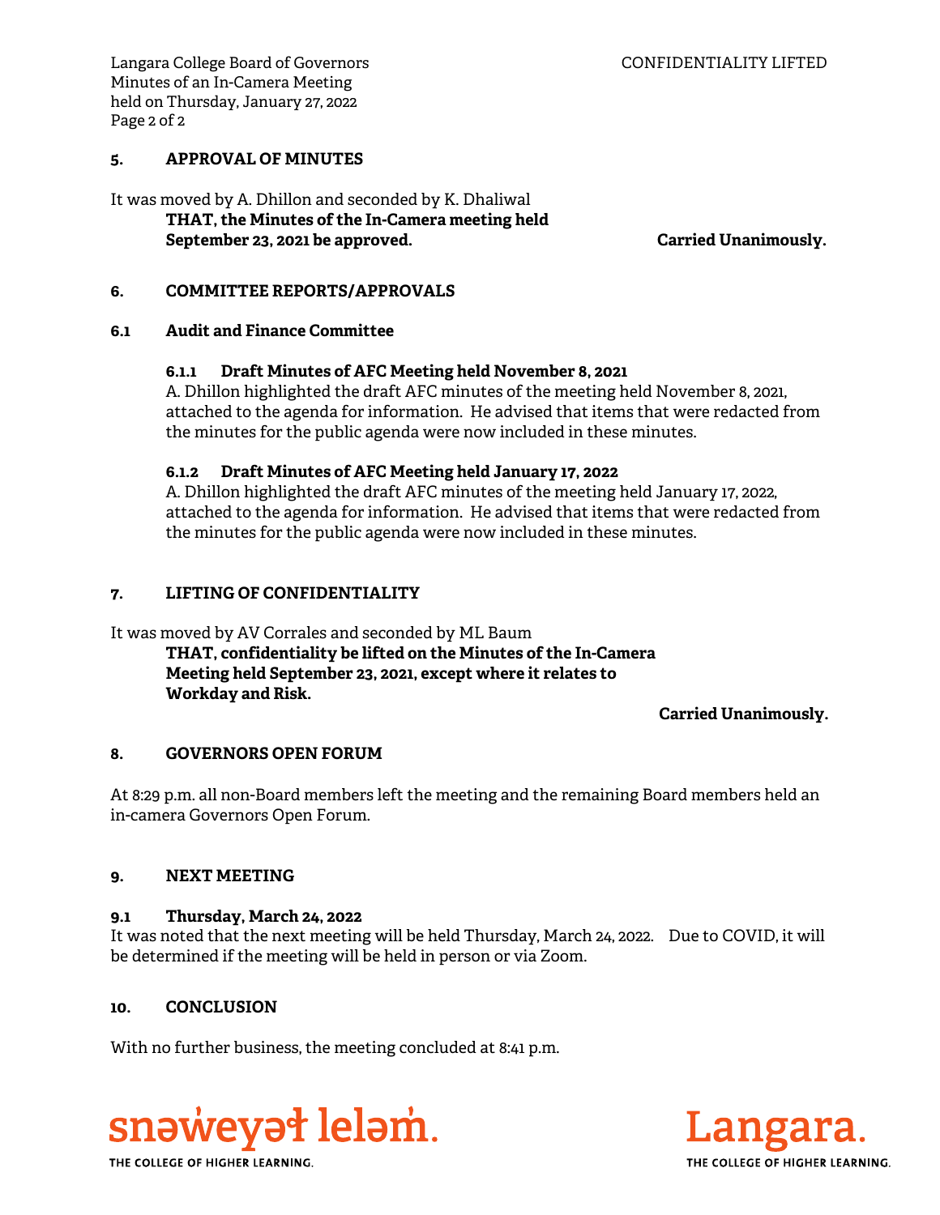CONFIDENTIALITY LIFTED

## 5. APPROVAL OF MINUTES

It was moved by A. Dhillon and seconded by K. Dhaliwal

> **THAT, the Minutes of the In-Camera meeting held September 23, 2021 be approved.** **Carried Unanimously.**

## 6. COMMITTEE REPORTS/APPROVALS

### 6.1 Audit and Finance Committee

#### 6.1.1 Draft Minutes of AFC Meeting held November 8, 2021

A. Dhillon highlighted the draft AFC minutes of the meeting held November 8, 2021, attached to the agenda for information. He advised that items that were redacted from the minutes for the public agenda were now included in these minutes.

#### 6.1.2 Draft Minutes of AFC Meeting held January 17, 2022

A. Dhillon highlighted the draft AFC minutes of the meeting held January 17, 2022, attached to the agenda for information. He advised that items that were redacted from the minutes for the public agenda were now included in these minutes.

## 7. LIFTING OF CONFIDENTIALITY

It was moved by AV Corrales and seconded by ML Baum

> **THAT, confidentiality be lifted on the Minutes of the In-Camera Meeting held September 23, 2021, except where it relates to Workday and Risk.**

**Carried Unanimously.**

## 8. GOVERNORS OPEN FORUM

At 8:29 p.m. all non-Board members left the meeting and the remaining Board members held an in-camera Governors Open Forum.

## 9. NEXT MEETING

### 9.1 Thursday, March 24, 2022

It was noted that the next meeting will be held Thursday, March 24, 2022. Due to COVID, it will be determined if the meeting will be held in person or via Zoom.

## 10. CONCLUSION

With no further business, the meeting concluded at 8:41 p.m.

snəw̓eyəɬ leləm̓.
THE COLLEGE OF HIGHER LEARNING.

Langara.
THE COLLEGE OF HIGHER LEARNING.